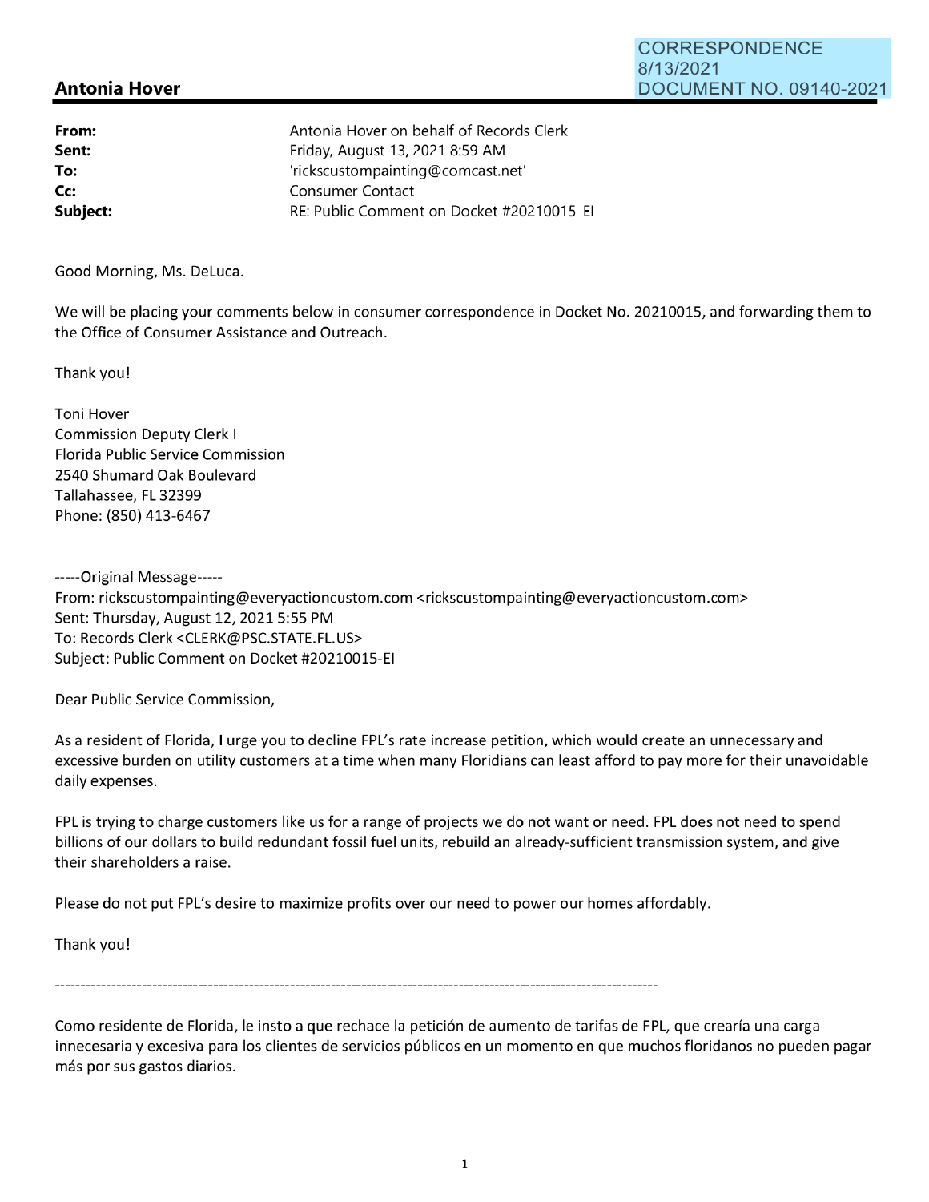CORRESPONDENCE
8/13/2021
DOCUMENT NO. 09140-2021

## Antonia Hover

**From:** Antonia Hover on behalf of Records Clerk
**Sent:** Friday, August 13, 2021 8:59 AM
**To:** 'rickscustompainting@comcast.net'
**Cc:** Consumer Contact
**Subject:** RE: Public Comment on Docket #20210015-EI

Good Morning, Ms. DeLuca.

We will be placing your comments below in consumer correspondence in Docket No. 20210015, and forwarding them to the Office of Consumer Assistance and Outreach.

Thank you!

Toni Hover
Commission Deputy Clerk I
Florida Public Service Commission
2540 Shumard Oak Boulevard
Tallahassee, FL 32399
Phone: (850) 413-6467

-----Original Message-----
From: rickscustompainting@everyactioncustom.com <rickscustompainting@everyactioncustom.com>
Sent: Thursday, August 12, 2021 5:55 PM
To: Records Clerk <CLERK@PSC.STATE.FL.US>
Subject: Public Comment on Docket #20210015-EI

Dear Public Service Commission,

As a resident of Florida, I urge you to decline FPL's rate increase petition, which would create an unnecessary and excessive burden on utility customers at a time when many Floridians can least afford to pay more for their unavoidable daily expenses.

FPL is trying to charge customers like us for a range of projects we do not want or need. FPL does not need to spend billions of our dollars to build redundant fossil fuel units, rebuild an already-sufficient transmission system, and give their shareholders a raise.

Please do not put FPL's desire to maximize profits over our need to power our homes affordably.

Thank you!

---

Como residente de Florida, le insto a que rechace la petición de aumento de tarifas de FPL, que crearía una carga innecesaria y excesiva para los clientes de servicios públicos en un momento en que muchos floridanos no pueden pagar más por sus gastos diarios.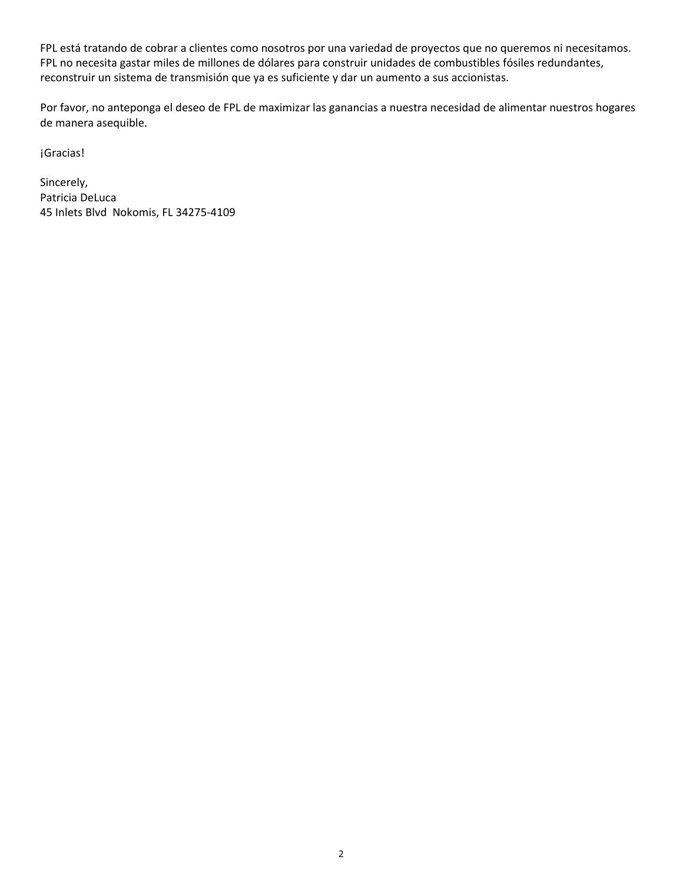FPL está tratando de cobrar a clientes como nosotros por una variedad de proyectos que no queremos ni necesitamos. FPL no necesita gastar miles de millones de dólares para construir unidades de combustibles fósiles redundantes, reconstruir un sistema de transmisión que ya es suficiente y dar un aumento a sus accionistas.

Por favor, no anteponga el deseo de FPL de maximizar las ganancias a nuestra necesidad de alimentar nuestros hogares de manera asequible.

¡Gracias!

Sincerely,
Patricia DeLuca
45 Inlets Blvd Nokomis, FL 34275-4109